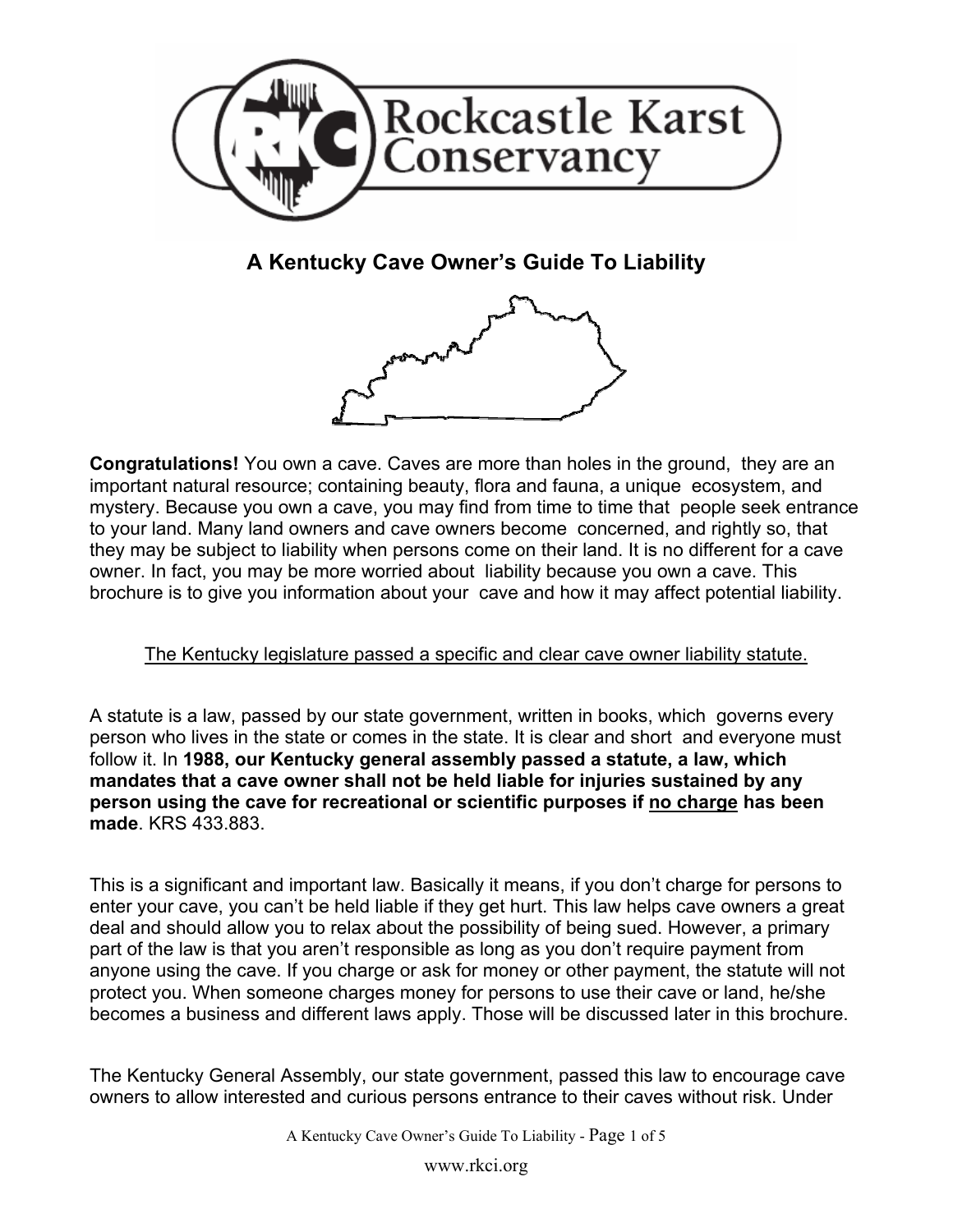# A Kentucky Cave Owner's Guide To Liability

**Congratulations!** You own a cave. Caves are more than holes in the ground, they are an important natural resource; containing beauty, flora and fauna, a unique ecosystem, and mystery. Because you own a cave, you may find from time to time that people seek entrance to your land. Many land owners and cave owners become concerned, and rightly so, that they may be subject to liability when persons come on their land. It is no different for a cave owner. In fact, you may be more worried about liability because you own a cave. This brochure is to give you information about your cave and how it may affect potential liability.

The Kentucky legislature passed a specific and clear cave owner liability statute.

A statute is a law, passed by our state government, written in books, which governs every person who lives in the state or comes in the state. It is clear and short and everyone must follow it. In **1988, our Kentucky general assembly passed a statute, a law, which mandates that a cave owner shall not be held liable for injuries sustained by any person using the cave for recreational or scientific purposes if no charge has been made**. KRS 433.883.

This is a significant and important law. Basically it means, if you don't charge for persons to enter your cave, you can't be held liable if they get hurt. This law helps cave owners a great deal and should allow you to relax about the possibility of being sued. However, a primary part of the law is that you aren't responsible as long as you don't require payment from anyone using the cave. If you charge or ask for money or other payment, the statute will not protect you. When someone charges money for persons to use their cave or land, he/she becomes a business and different laws apply. Those will be discussed later in this brochure.

The Kentucky General Assembly, our state government, passed this law to encourage cave owners to allow interested and curious persons entrance to their caves without risk. Under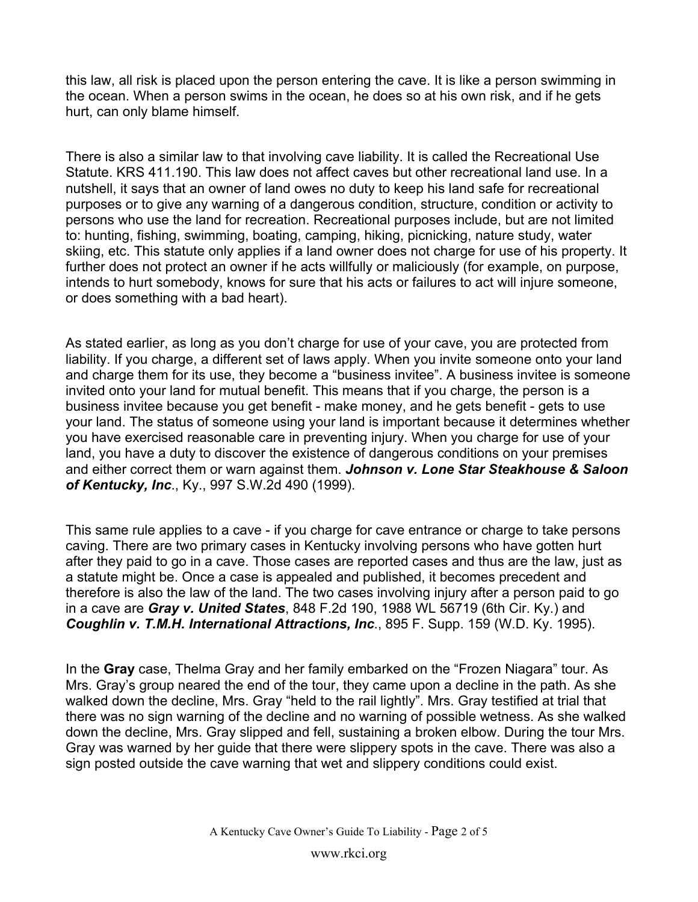this law, all risk is placed upon the person entering the cave. It is like a person swimming in the ocean. When a person swims in the ocean, he does so at his own risk, and if he gets hurt, can only blame himself.

There is also a similar law to that involving cave liability. It is called the Recreational Use Statute. KRS 411.190. This law does not affect caves but other recreational land use. In a nutshell, it says that an owner of land owes no duty to keep his land safe for recreational purposes or to give any warning of a dangerous condition, structure, condition or activity to persons who use the land for recreation. Recreational purposes include, but are not limited to: hunting, fishing, swimming, boating, camping, hiking, picnicking, nature study, water skiing, etc. This statute only applies if a land owner does not charge for use of his property. It further does not protect an owner if he acts willfully or maliciously (for example, on purpose, intends to hurt somebody, knows for sure that his acts or failures to act will injure someone, or does something with a bad heart).

As stated earlier, as long as you don't charge for use of your cave, you are protected from liability. If you charge, a different set of laws apply. When you invite someone onto your land and charge them for its use, they become a "business invitee". A business invitee is someone invited onto your land for mutual benefit. This means that if you charge, the person is a business invitee because you get benefit - make money, and he gets benefit - gets to use your land. The status of someone using your land is important because it determines whether you have exercised reasonable care in preventing injury. When you charge for use of your land, you have a duty to discover the existence of dangerous conditions on your premises and either correct them or warn against them. ***Johnson v. Lone Star Steakhouse & Saloon of Kentucky, Inc***., Ky., 997 S.W.2d 490 (1999).

This same rule applies to a cave - if you charge for cave entrance or charge to take persons caving. There are two primary cases in Kentucky involving persons who have gotten hurt after they paid to go in a cave. Those cases are reported cases and thus are the law, just as a statute might be. Once a case is appealed and published, it becomes precedent and therefore is also the law of the land. The two cases involving injury after a person paid to go in a cave are ***Gray v. United States***, 848 F.2d 190, 1988 WL 56719 (6th Cir. Ky.) and ***Coughlin v. T.M.H. International Attractions, Inc***., 895 F. Supp. 159 (W.D. Ky. 1995).

In the **Gray** case, Thelma Gray and her family embarked on the "Frozen Niagara" tour. As Mrs. Gray's group neared the end of the tour, they came upon a decline in the path. As she walked down the decline, Mrs. Gray "held to the rail lightly". Mrs. Gray testified at trial that there was no sign warning of the decline and no warning of possible wetness. As she walked down the decline, Mrs. Gray slipped and fell, sustaining a broken elbow. During the tour Mrs. Gray was warned by her guide that there were slippery spots in the cave. There was also a sign posted outside the cave warning that wet and slippery conditions could exist.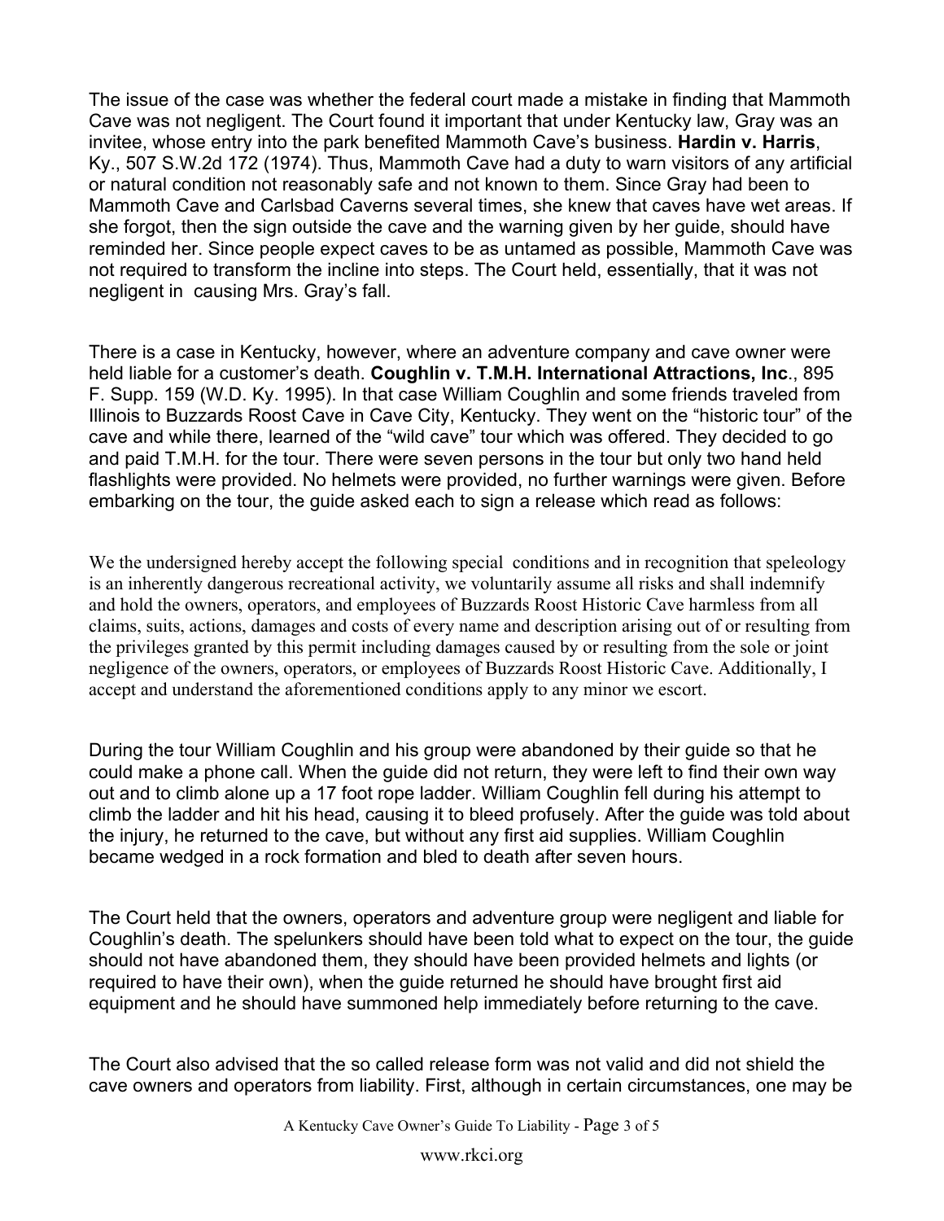The issue of the case was whether the federal court made a mistake in finding that Mammoth Cave was not negligent. The Court found it important that under Kentucky law, Gray was an invitee, whose entry into the park benefited Mammoth Cave's business. **Hardin v. Harris**, Ky., 507 S.W.2d 172 (1974). Thus, Mammoth Cave had a duty to warn visitors of any artificial or natural condition not reasonably safe and not known to them. Since Gray had been to Mammoth Cave and Carlsbad Caverns several times, she knew that caves have wet areas. If she forgot, then the sign outside the cave and the warning given by her guide, should have reminded her. Since people expect caves to be as untamed as possible, Mammoth Cave was not required to transform the incline into steps. The Court held, essentially, that it was not negligent in causing Mrs. Gray's fall.

There is a case in Kentucky, however, where an adventure company and cave owner were held liable for a customer's death. **Coughlin v. T.M.H. International Attractions, Inc**., 895 F. Supp. 159 (W.D. Ky. 1995). In that case William Coughlin and some friends traveled from Illinois to Buzzards Roost Cave in Cave City, Kentucky. They went on the "historic tour" of the cave and while there, learned of the "wild cave" tour which was offered. They decided to go and paid T.M.H. for the tour. There were seven persons in the tour but only two hand held flashlights were provided. No helmets were provided, no further warnings were given. Before embarking on the tour, the guide asked each to sign a release which read as follows:

We the undersigned hereby accept the following special conditions and in recognition that speleology is an inherently dangerous recreational activity, we voluntarily assume all risks and shall indemnify and hold the owners, operators, and employees of Buzzards Roost Historic Cave harmless from all claims, suits, actions, damages and costs of every name and description arising out of or resulting from the privileges granted by this permit including damages caused by or resulting from the sole or joint negligence of the owners, operators, or employees of Buzzards Roost Historic Cave. Additionally, I accept and understand the aforementioned conditions apply to any minor we escort.

During the tour William Coughlin and his group were abandoned by their guide so that he could make a phone call. When the guide did not return, they were left to find their own way out and to climb alone up a 17 foot rope ladder. William Coughlin fell during his attempt to climb the ladder and hit his head, causing it to bleed profusely. After the guide was told about the injury, he returned to the cave, but without any first aid supplies. William Coughlin became wedged in a rock formation and bled to death after seven hours.

The Court held that the owners, operators and adventure group were negligent and liable for Coughlin's death. The spelunkers should have been told what to expect on the tour, the guide should not have abandoned them, they should have been provided helmets and lights (or required to have their own), when the guide returned he should have brought first aid equipment and he should have summoned help immediately before returning to the cave.

The Court also advised that the so called release form was not valid and did not shield the cave owners and operators from liability. First, although in certain circumstances, one may be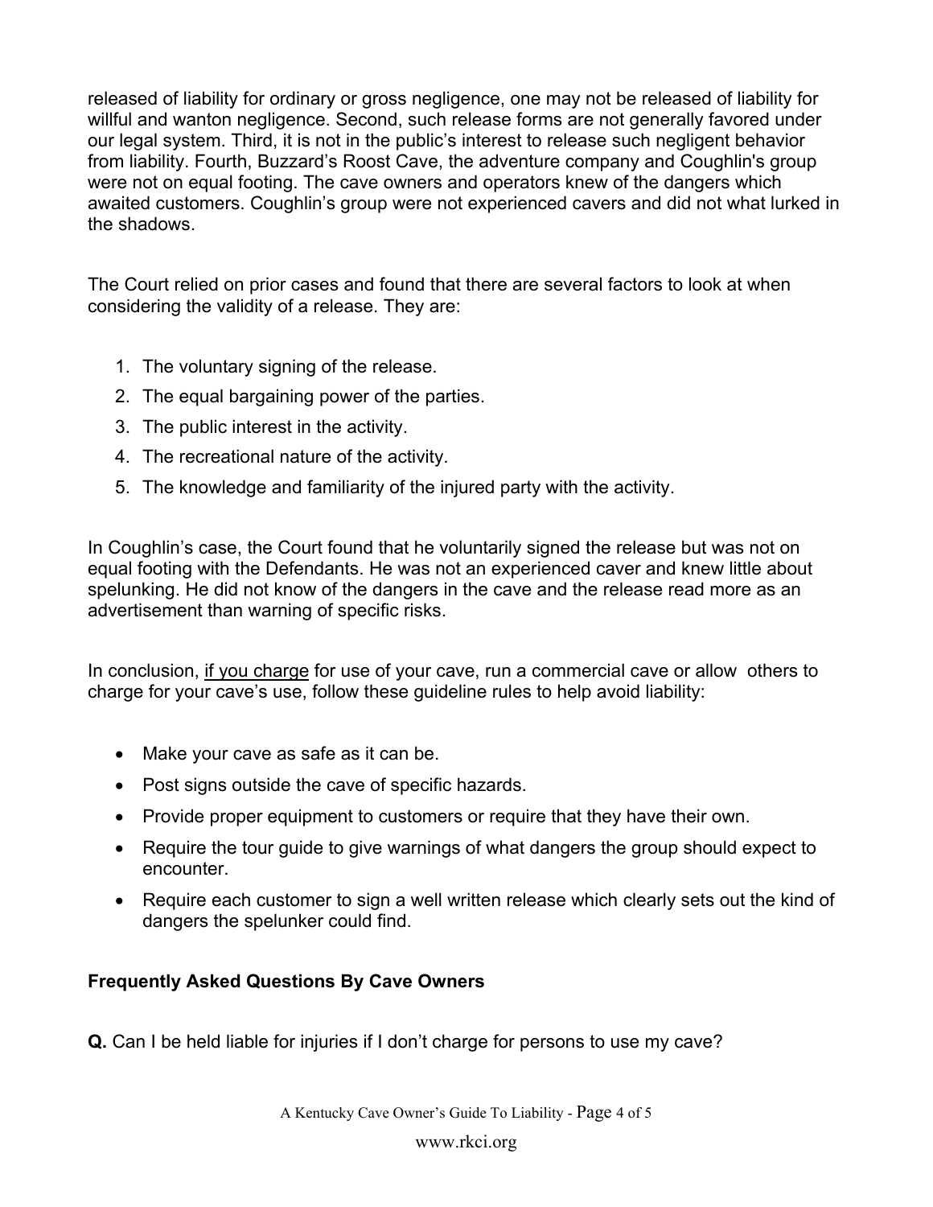released of liability for ordinary or gross negligence, one may not be released of liability for willful and wanton negligence. Second, such release forms are not generally favored under our legal system. Third, it is not in the public's interest to release such negligent behavior from liability. Fourth, Buzzard's Roost Cave, the adventure company and Coughlin's group were not on equal footing. The cave owners and operators knew of the dangers which awaited customers. Coughlin's group were not experienced cavers and did not what lurked in the shadows.

The Court relied on prior cases and found that there are several factors to look at when considering the validity of a release. They are:

1. The voluntary signing of the release.
2. The equal bargaining power of the parties.
3. The public interest in the activity.
4. The recreational nature of the activity.
5. The knowledge and familiarity of the injured party with the activity.

In Coughlin's case, the Court found that he voluntarily signed the release but was not on equal footing with the Defendants. He was not an experienced caver and knew little about spelunking. He did not know of the dangers in the cave and the release read more as an advertisement than warning of specific risks.

In conclusion, <u>if you charge</u> for use of your cave, run a commercial cave or allow others to charge for your cave's use, follow these guideline rules to help avoid liability:

- Make your cave as safe as it can be.
- Post signs outside the cave of specific hazards.
- Provide proper equipment to customers or require that they have their own.
- Require the tour guide to give warnings of what dangers the group should expect to encounter.
- Require each customer to sign a well written release which clearly sets out the kind of dangers the spelunker could find.

**Frequently Asked Questions By Cave Owners**

**Q.** Can I be held liable for injuries if I don't charge for persons to use my cave?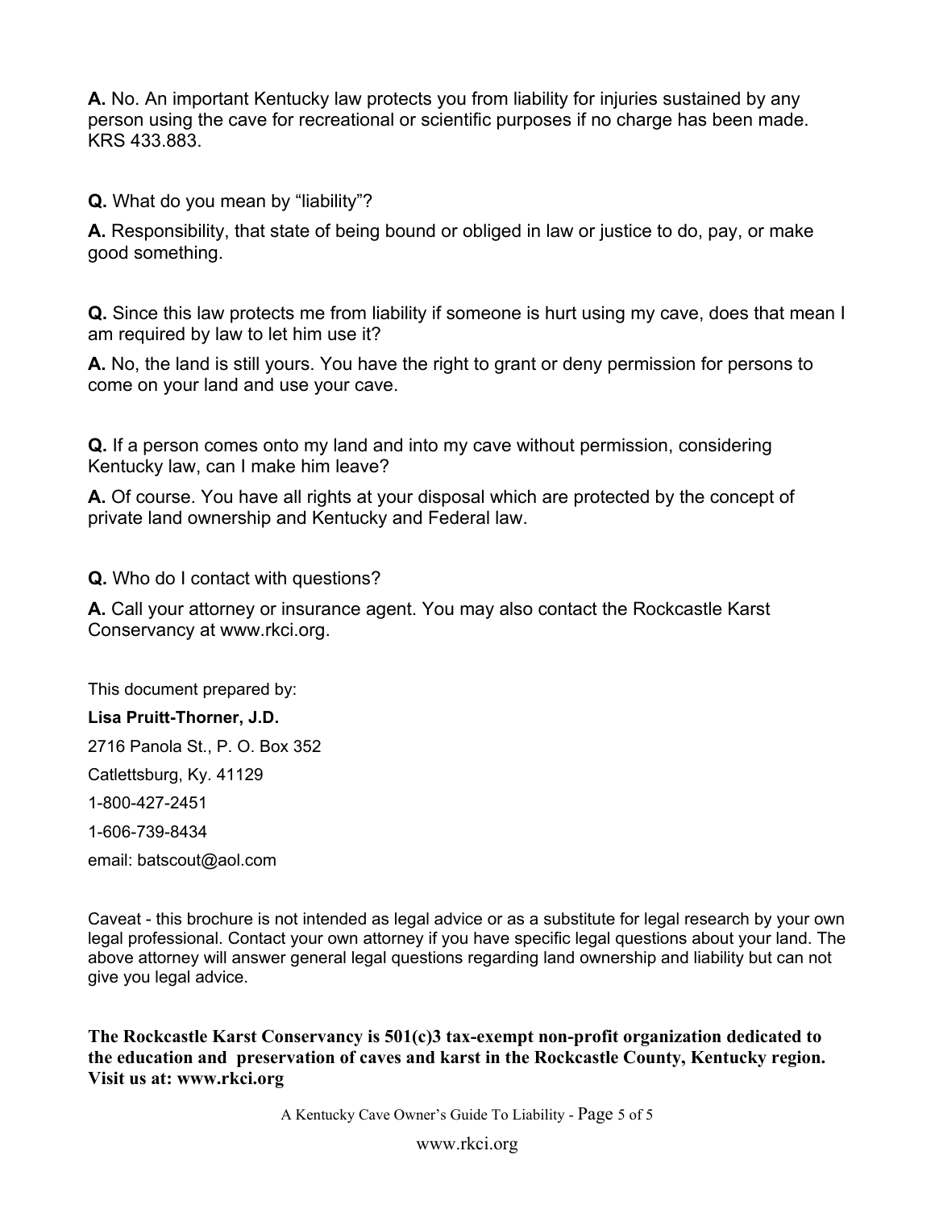**A.** No. An important Kentucky law protects you from liability for injuries sustained by any person using the cave for recreational or scientific purposes if no charge has been made. KRS 433.883.

**Q.** What do you mean by “liability”?

**A.** Responsibility, that state of being bound or obliged in law or justice to do, pay, or make good something.

**Q.** Since this law protects me from liability if someone is hurt using my cave, does that mean I am required by law to let him use it?

**A.** No, the land is still yours. You have the right to grant or deny permission for persons to come on your land and use your cave.

**Q.** If a person comes onto my land and into my cave without permission, considering Kentucky law, can I make him leave?

**A.** Of course. You have all rights at your disposal which are protected by the concept of private land ownership and Kentucky and Federal law.

**Q.** Who do I contact with questions?

**A.** Call your attorney or insurance agent. You may also contact the Rockcastle Karst Conservancy at www.rkci.org.

This document prepared by:

**Lisa Pruitt-Thorner, J.D.**

2716 Panola St., P. O. Box 352

Catlettsburg, Ky. 41129

1-800-427-2451

1-606-739-8434

email: batscout@aol.com

Caveat - this brochure is not intended as legal advice or as a substitute for legal research by your own legal professional. Contact your own attorney if you have specific legal questions about your land. The above attorney will answer general legal questions regarding land ownership and liability but can not give you legal advice.

**The Rockcastle Karst Conservancy is 501(c)3 tax-exempt non-profit organization dedicated to the education and preservation of caves and karst in the Rockcastle County, Kentucky region. Visit us at: www.rkci.org**